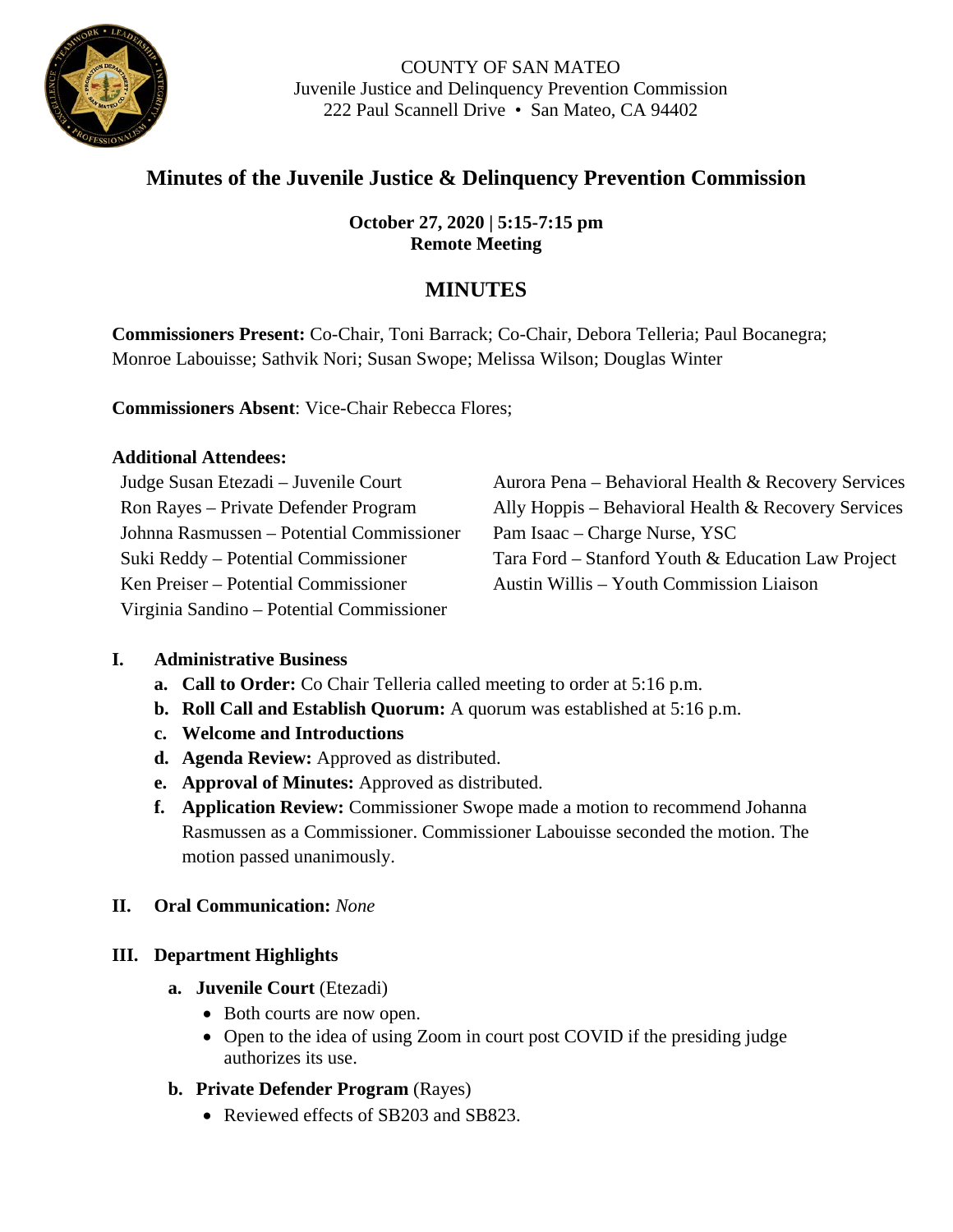COUNTY OF SAN MATEO
Juvenile Justice and Delinquency Prevention Commission
222 Paul Scannell Drive • San Mateo, CA 94402

# Minutes of the Juvenile Justice & Delinquency Prevention Commission

**October 27, 2020 | 5:15-7:15 pm**
**Remote Meeting**

## MINUTES

**Commissioners Present:** Co-Chair, Toni Barrack; Co-Chair, Debora Telleria; Paul Bocanegra; Monroe Labouisse; Sathvik Nori; Susan Swope; Melissa Wilson; Douglas Winter

**Commissioners Absent**: Vice-Chair Rebecca Flores;

**Additional Attendees:**

Judge Susan Etezadi – Juvenile Court
Ron Rayes – Private Defender Program
Johnna Rasmussen – Potential Commissioner
Suki Reddy – Potential Commissioner
Ken Preiser – Potential Commissioner
Virginia Sandino – Potential Commissioner
Aurora Pena – Behavioral Health & Recovery Services
Ally Hoppis – Behavioral Health & Recovery Services
Pam Isaac – Charge Nurse, YSC
Tara Ford – Stanford Youth & Education Law Project
Austin Willis – Youth Commission Liaison

I. **Administrative Business**
   a. **Call to Order:** Co Chair Telleria called meeting to order at 5:16 p.m.
   b. **Roll Call and Establish Quorum:** A quorum was established at 5:16 p.m.
   c. **Welcome and Introductions**
   d. **Agenda Review:** Approved as distributed.
   e. **Approval of Minutes:** Approved as distributed.
   f. **Application Review:** Commissioner Swope made a motion to recommend Johanna Rasmussen as a Commissioner. Commissioner Labouisse seconded the motion. The motion passed unanimously.

II. **Oral Communication:** *None*

III. **Department Highlights**
   a. **Juvenile Court** (Etezadi)
      - Both courts are now open.
      - Open to the idea of using Zoom in court post COVID if the presiding judge authorizes its use.
   b. **Private Defender Program** (Rayes)
      - Reviewed effects of SB203 and SB823.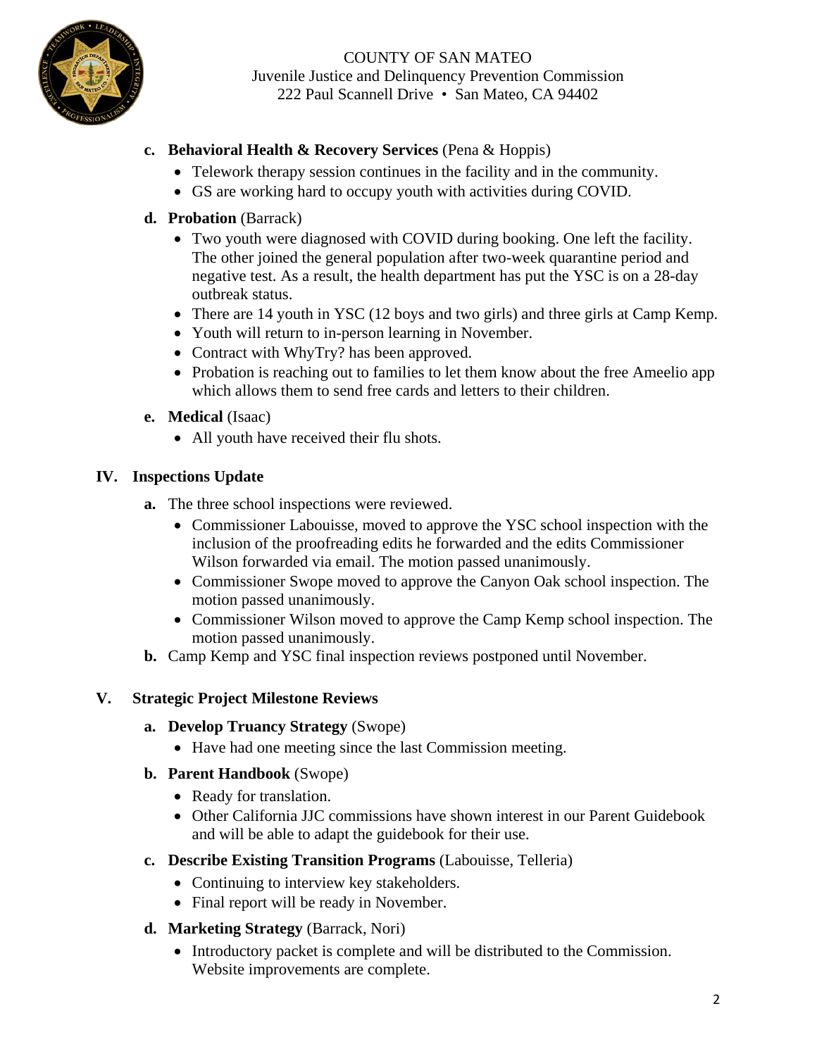c. **Behavioral Health & Recovery Services** (Pena & Hoppis)
   - Telework therapy session continues in the facility and in the community.
   - GS are working hard to occupy youth with activities during COVID.

d. **Probation** (Barrack)
   - Two youth were diagnosed with COVID during booking. One left the facility. The other joined the general population after two-week quarantine period and negative test. As a result, the health department has put the YSC is on a 28-day outbreak status.
   - There are 14 youth in YSC (12 boys and two girls) and three girls at Camp Kemp.
   - Youth will return to in-person learning in November.
   - Contract with WhyTry? has been approved.
   - Probation is reaching out to families to let them know about the free Ameelio app which allows them to send free cards and letters to their children.

e. **Medical** (Isaac)
   - All youth have received their flu shots.

## IV. Inspections Update

a. The three school inspections were reviewed.
   - Commissioner Labouisse, moved to approve the YSC school inspection with the inclusion of the proofreading edits he forwarded and the edits Commissioner Wilson forwarded via email. The motion passed unanimously.
   - Commissioner Swope moved to approve the Canyon Oak school inspection. The motion passed unanimously.
   - Commissioner Wilson moved to approve the Camp Kemp school inspection. The motion passed unanimously.

b. Camp Kemp and YSC final inspection reviews postponed until November.

## V. Strategic Project Milestone Reviews

a. **Develop Truancy Strategy** (Swope)
   - Have had one meeting since the last Commission meeting.

b. **Parent Handbook** (Swope)
   - Ready for translation.
   - Other California JJC commissions have shown interest in our Parent Guidebook and will be able to adapt the guidebook for their use.

c. **Describe Existing Transition Programs** (Labouisse, Telleria)
   - Continuing to interview key stakeholders.
   - Final report will be ready in November.

d. **Marketing Strategy** (Barrack, Nori)
   - Introductory packet is complete and will be distributed to the Commission. Website improvements are complete.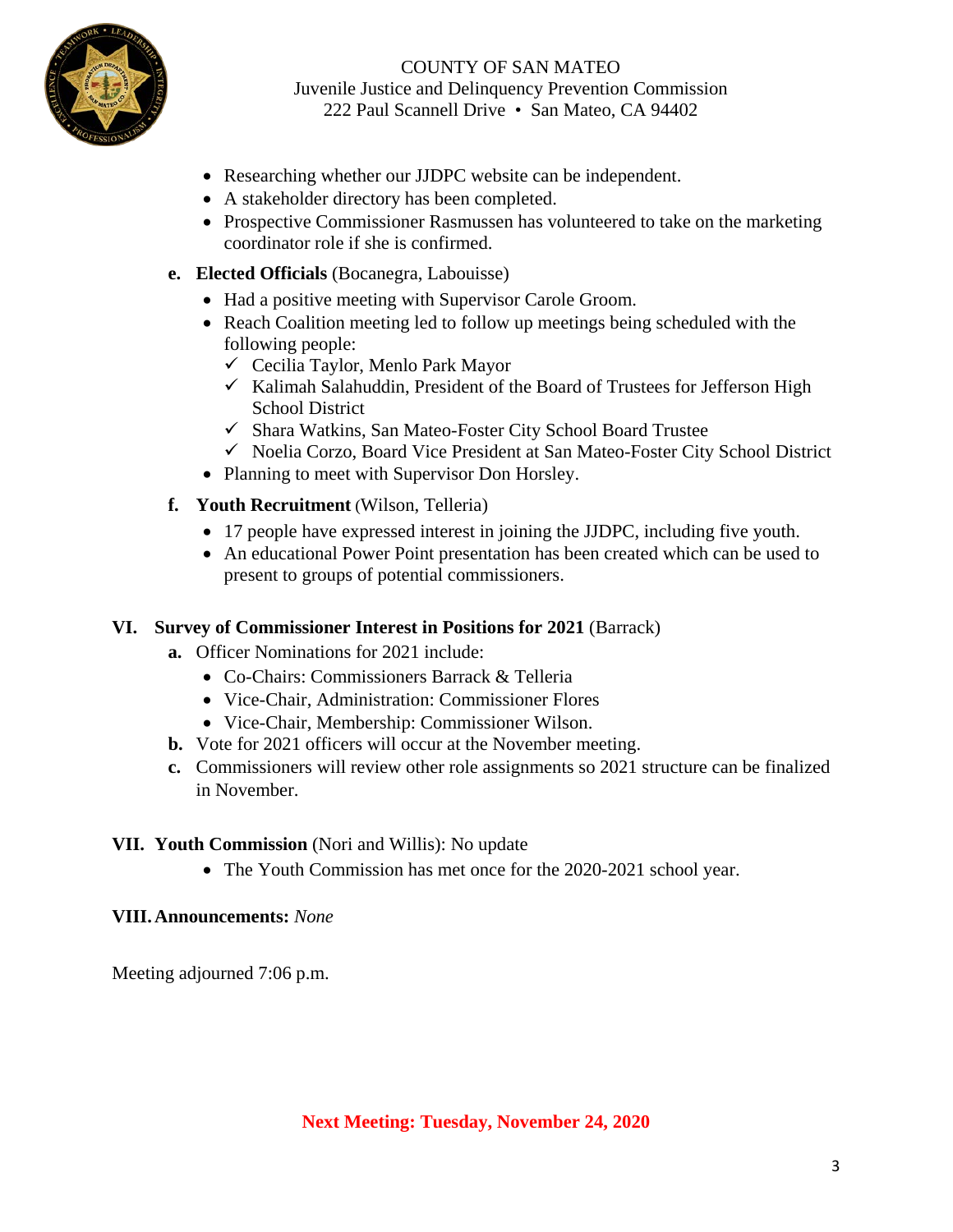- Researching whether our JJDPC website can be independent.
- A stakeholder directory has been completed.
- Prospective Commissioner Rasmussen has volunteered to take on the marketing coordinator role if she is confirmed.

**e. Elected Officials** (Bocanegra, Labouisse)

- Had a positive meeting with Supervisor Carole Groom.
- Reach Coalition meeting led to follow up meetings being scheduled with the following people:
  - ✓ Cecilia Taylor, Menlo Park Mayor
  - ✓ Kalimah Salahuddin, President of the Board of Trustees for Jefferson High School District
  - ✓ Shara Watkins, San Mateo-Foster City School Board Trustee
  - ✓ Noelia Corzo, Board Vice President at San Mateo-Foster City School District
- Planning to meet with Supervisor Don Horsley.

**f. Youth Recruitment** (Wilson, Telleria)

- 17 people have expressed interest in joining the JJDPC, including five youth.
- An educational Power Point presentation has been created which can be used to present to groups of potential commissioners.

**VI. Survey of Commissioner Interest in Positions for 2021** (Barrack)

**a.** Officer Nominations for 2021 include:

- Co-Chairs: Commissioners Barrack & Telleria
- Vice-Chair, Administration: Commissioner Flores
- Vice-Chair, Membership: Commissioner Wilson.

**b.** Vote for 2021 officers will occur at the November meeting.

**c.** Commissioners will review other role assignments so 2021 structure can be finalized in November.

**VII. Youth Commission** (Nori and Willis): No update

- The Youth Commission has met once for the 2020-2021 school year.

**VIII. Announcements:** *None*

Meeting adjourned 7:06 p.m.

**Next Meeting: Tuesday, November 24, 2020**